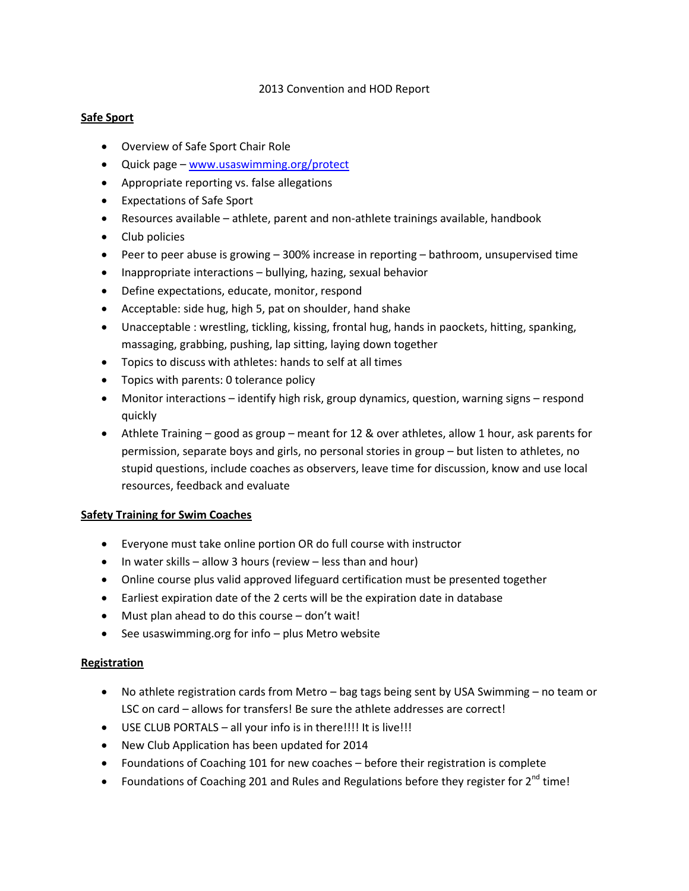# 2013 Convention and HOD Report

## Safe Sport

- Overview of Safe Sport Chair Role
- Quick page – www.usaswimming.org/protect
- Appropriate reporting vs. false allegations
- Expectations of Safe Sport
- Resources available – athlete, parent and non-athlete trainings available, handbook
- Club policies
- Peer to peer abuse is growing – 300% increase in reporting – bathroom, unsupervised time
- Inappropriate interactions – bullying, hazing, sexual behavior
- Define expectations, educate, monitor, respond
- Acceptable: side hug, high 5, pat on shoulder, hand shake
- Unacceptable : wrestling, tickling, kissing, frontal hug, hands in paockets, hitting, spanking, massaging, grabbing, pushing, lap sitting, laying down together
- Topics to discuss with athletes: hands to self at all times
- Topics with parents: 0 tolerance policy
- Monitor interactions – identify high risk, group dynamics, question, warning signs – respond quickly
- Athlete Training – good as group – meant for 12 & over athletes, allow 1 hour, ask parents for permission, separate boys and girls, no personal stories in group – but listen to athletes, no stupid questions, include coaches as observers, leave time for discussion, know and use local resources, feedback and evaluate

## Safety Training for Swim Coaches

- Everyone must take online portion OR do full course with instructor
- In water skills – allow 3 hours (review – less than and hour)
- Online course plus valid approved lifeguard certification must be presented together
- Earliest expiration date of the 2 certs will be the expiration date in database
- Must plan ahead to do this course – don't wait!
- See usaswimming.org for info – plus Metro website

## Registration

- No athlete registration cards from Metro – bag tags being sent by USA Swimming – no team or LSC on card – allows for transfers! Be sure the athlete addresses are correct!
- USE CLUB PORTALS – all your info is in there!!!! It is live!!!
- New Club Application has been updated for 2014
- Foundations of Coaching 101 for new coaches – before their registration is complete
- Foundations of Coaching 201 and Rules and Regulations before they register for 2nd time!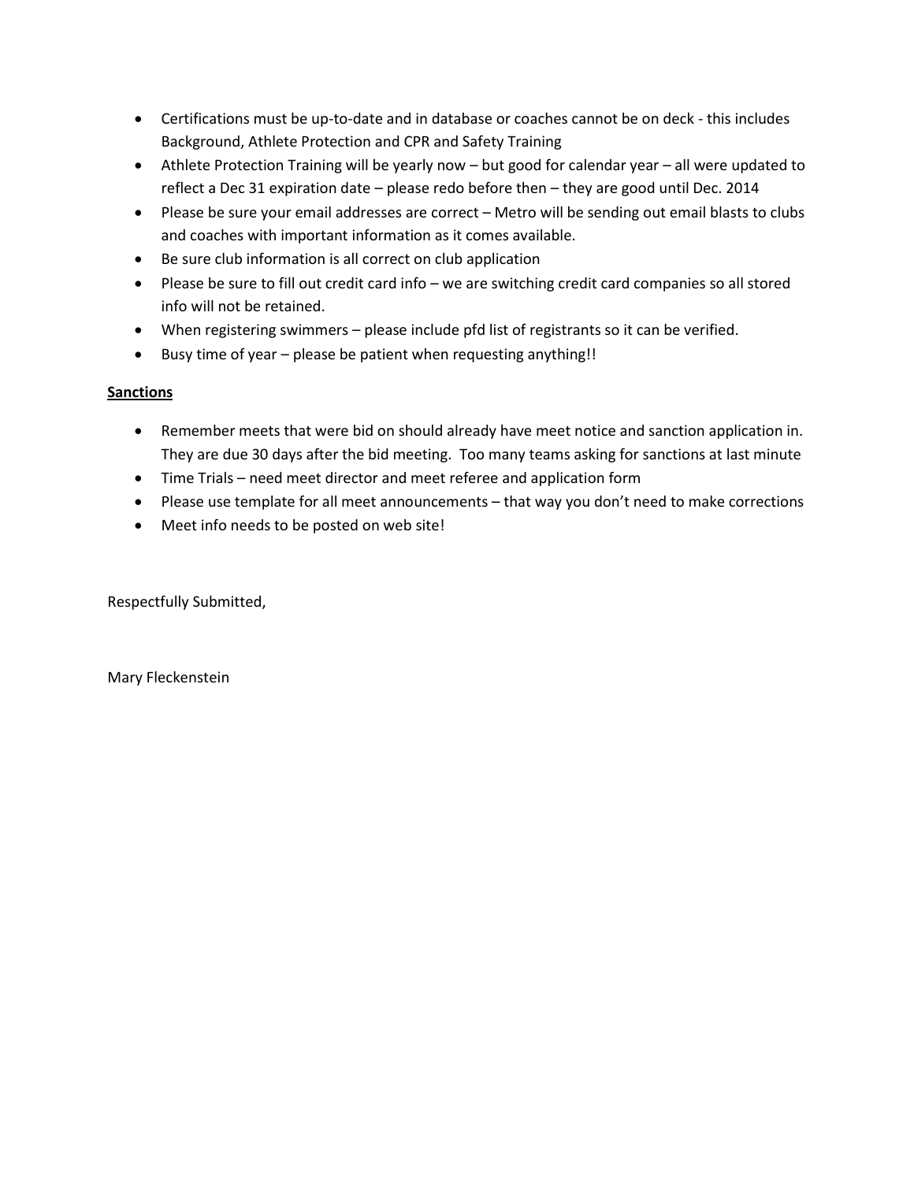- Certifications must be up-to-date and in database or coaches cannot be on deck - this includes Background, Athlete Protection and CPR and Safety Training
- Athlete Protection Training will be yearly now – but good for calendar year – all were updated to reflect a Dec 31 expiration date – please redo before then – they are good until Dec. 2014
- Please be sure your email addresses are correct – Metro will be sending out email blasts to clubs and coaches with important information as it comes available.
- Be sure club information is all correct on club application
- Please be sure to fill out credit card info – we are switching credit card companies so all stored info will not be retained.
- When registering swimmers – please include pfd list of registrants so it can be verified.
- Busy time of year – please be patient when requesting anything!!

**Sanctions**

- Remember meets that were bid on should already have meet notice and sanction application in. They are due 30 days after the bid meeting. Too many teams asking for sanctions at last minute
- Time Trials – need meet director and meet referee and application form
- Please use template for all meet announcements – that way you don't need to make corrections
- Meet info needs to be posted on web site!

Respectfully Submitted,

Mary Fleckenstein